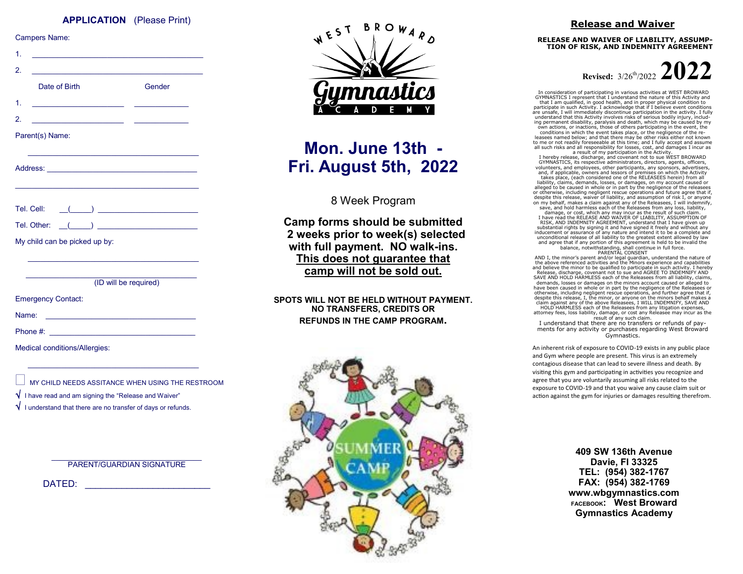## APPLICATION (Please Print)

Campers Name:

1. ______________________________________

2. ______________________________________

| Date of Birth | Gender |
|---|---|
| 1. _____________________ | ____________ |
| 2. _____________________ | ____________ |

Parent(s) Name:

______________________________________

Address: ______________________________________

______________________________________

Tel. Cell: __(_____) ______________________

Tel. Other: __(_____) ______________________

My child can be picked up by:

______________________________________

______________________________________
(ID will be required)

Emergency Contact:

Name: ______________________________________

Phone #: ______________________________________

Medical conditions/Allergies:

______________________________________

☐ MY CHILD NEEDS ASSITANCE WHEN USING THE RESTROOM

√ I have read and am signing the "Release and Waiver"

√ I understand that there are no transfer of days or refunds.

______________________________
PARENT/GUARDIAN SIGNATURE

DATED: ________________________

---

WEST BROWARD **Gymnastics** ACADEMY

# Mon. June 13th - Fri. August 5th, 2022

8 Week Program

**Camp forms should be submitted 2 weeks prior to week(s) selected with full payment. NO walk-ins.**
**<u>This does not guarantee that camp will not be sold out.</u>**

**SPOTS WILL NOT BE HELD WITHOUT PAYMENT. NO TRANSFERS, CREDITS OR REFUNDS IN THE CAMP PROGRAM.**

SUMMER CAMP

---

## Release and Waiver

**RELEASE AND WAIVER OF LIABILITY, ASSUMPTION OF RISK, AND INDEMNITY AGREEMENT**

**Revised:** 3/26th/2022 **2022**

In consideration of participating in various activities at WEST BROWARD GYMNASTICS I represent that I understand the nature of this Activity and that I am qualified, in good health, and in proper physical condition to participate in such Activity. I acknowledge that if I believe event conditions are unsafe, I will immediately discontinue participation in the activity. I fully understand that this Activity involves risks of serious bodily injury, including permanent disability, paralysis and death, which may be caused by my own actions, or inactions, those of others participating in the event, the conditions in which the event takes place, or the negligence of the releasees named below; and that there may be other risks either not known to me or not readily foreseeable at this time; and I fully accept and assume all such risks and all responsibility for losses, cost, and damages I incur as a result of my participation in the Activity.

I hereby release, discharge, and covenant not to sue WEST BROWARD GYMNASTICS, its respective administrators, directors, agents, officers, volunteers, and employees, other participants, any sponsors, advertisers, and, if applicable, owners and lessors of premises on which the Activity takes place, (each considered one of the RELEASEES herein) from all liability, claims, demands, losses, or damages, on my account caused or alleged to be caused in whole or in part by the negligence of the releasees or otherwise, including negligent rescue operations and future agree that if, despite this release, waiver of liability, and assumption of risk I, or anyone on my behalf, makes a claim against any of the Releasees, I will indemnify, save, and hold harmless each of the Releasees from any loss, liability, damage, or cost, which any may incur as the result of such claim.

I have read the RELEASE AND WAIVER OF LIABILITY, ASSUMPTION OF RISK, AND INDEMNITY AGREEMENT, understand that I have given up substantial rights by signing it and have signed it freely and without any inducement or assurance of any nature and intend it to be a complete and unconditional release of all liability to the greatest extent allowed by law and agree that if any portion of this agreement is held to be invalid the balance, notwithstanding, shall continue in full force.

PARENTAL CONSENT

AND I, the minor's parent and/or legal guardian, understand the nature of the above referenced activities and the Minors experience and capabilities and believe the minor to be qualified to participate in such activity. I hereby Release, discharge, covenant not to sue and AGREE TO INDEMNIFY AND SAVE AND HOLD HARMLESS each of the Releasees from all liability, claims, demands, losses or damages on the minors account caused or alleged to have been caused in whole or in part by the negligence of the Releasees or otherwise, including negligent rescue operations, and further agree that if, despite this release, I, the minor, or anyone on the minors behalf makes a claim against any of the above Releasees, I WILL INDEMNIFY, SAVE AND HOLD HARMLESS each of the Releasees from any litigation expenses, attorney fees, loss liability, damage, or cost any Releasee may incur as the result of any such claim.

I understand that there are no transfers or refunds of payments for any activity or purchases regarding West Broward Gymnastics.

An inherent risk of exposure to COVID-19 exists in any public place and Gym where people are present. This virus is an extremely contagious disease that can lead to severe illness and death. By visiting this gym and participating in activities you recognize and agree that you are voluntarily assuming all risks related to the exposure to COVID-19 and that you waive any cause claim suit or action against the gym for injuries or damages resulting therefrom.

**409 SW 136th Avenue**
**Davie, Fl 33325**
**TEL: (954) 382-1767**
**FAX: (954) 382-1769**
**www.wbgymnastics.com**
**FACEBOOK: West Broward Gymnastics Academy**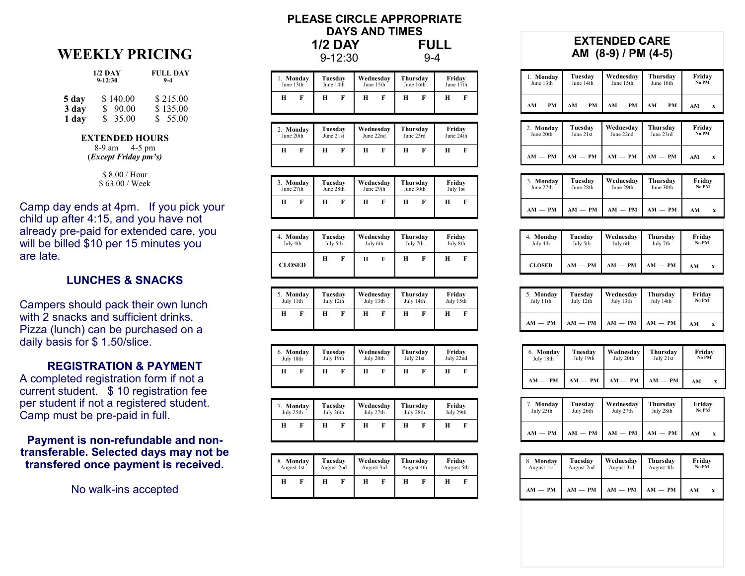# WEEKLY PRICING

| | 1/2 DAY 9-12:30 | FULL DAY 9-4 |
|---|---|---|
| 5 day | $ 140.00 | $ 215.00 |
| 3 day | $ 90.00 | $ 135.00 |
| 1 day | $ 35.00 | $ 55.00 |

**EXTENDED HOURS**

8-9 am 4-5 pm

(***Except Friday pm's***)

$ 8.00 / Hour

$ 63.00 / Week

Camp day ends at 4pm. If you pick your child up after 4:15, and you have not already pre-paid for extended care, you will be billed $10 per 15 minutes you are late.

## LUNCHES & SNACKS

Campers should pack their own lunch with 2 snacks and sufficient drinks. Pizza (lunch) can be purchased on a daily basis for $ 1.50/slice.

## REGISTRATION & PAYMENT

A completed registration form if not a current student. $ 10 registration fee per student if not a registered student. Camp must be pre-paid in full.

**Payment is non-refundable and non-transferable. Selected days may not be transfered once payment is received.**

No walk-ins accepted

## PLEASE CIRCLE APPROPRIATE DAYS AND TIMES

**1/2 DAY** 9-12:30 **FULL** 9-4

| | Monday | Tuesday | Wednesday | Thursday | Friday |
|---|---|---|---|---|---|
| 1. | June 13th<br>H F | June 14th<br>H F | June 15th<br>H F | June 16th<br>H F | June 17th<br>H F |
| 2. | June 20th<br>H F | June 21st<br>H F | June 22nd<br>H F | June 23rd<br>H F | June 24th<br>H F |
| 3. | June 27th<br>H F | June 28th<br>H F | June 29th<br>H F | June 30th<br>H F | July 1st<br>H F |
| 4. | July 4th<br>CLOSED | July 5th<br>H F | July 6th<br>H F | July 7th<br>H F | July 8th<br>H F |
| 5. | July 11th<br>H F | July 12th<br>H F | July 13th<br>H F | July 14th<br>H F | July 15th<br>H F |
| 6. | July 18th<br>H F | July 19th<br>H F | July 20th<br>H F | July 21st<br>H F | July 22nd<br>H F |
| 7. | July 25th<br>H F | July 26th<br>H F | July 27th<br>H F | July 28th<br>H F | July 29th<br>H F |
| 8. | August 1st<br>H F | August 2nd<br>H F | August 3rd<br>H F | August 4th<br>H F | August 5th<br>H F |

## EXTENDED CARE
## AM (8-9) / PM (4-5)

| | Monday | Tuesday | Wednesday | Thursday | Friday (No PM) |
|---|---|---|---|---|---|
| 1. | June 13th<br>AM — PM | June 14th<br>AM — PM | June 15th<br>AM — PM | June 16th<br>AM — PM | AM x |
| 2. | June 20th<br>AM — PM | June 21st<br>AM — PM | June 22nd<br>AM — PM | June 23rd<br>AM — PM | AM x |
| 3. | June 27th<br>AM — PM | June 28th<br>AM — PM | June 29th<br>AM — PM | June 30th<br>AM — PM | AM x |
| 4. | July 4th<br>CLOSED | July 5th<br>AM — PM | July 6th<br>AM — PM | July 7th<br>AM — PM | AM x |
| 5. | July 11th<br>AM — PM | July 12th<br>AM — PM | July 13th<br>AM — PM | July 14th<br>AM — PM | AM x |
| 6. | July 18th<br>AM — PM | July 19th<br>AM — PM | July 20th<br>AM — PM | July 21st<br>AM — PM | AM x |
| 7. | July 25th<br>AM — PM | July 26th<br>AM — PM | July 27th<br>AM — PM | July 28th<br>AM — PM | AM x |
| 8. | August 1st<br>AM — PM | August 2nd<br>AM — PM | August 3rd<br>AM — PM | August 4th<br>AM — PM | AM x |